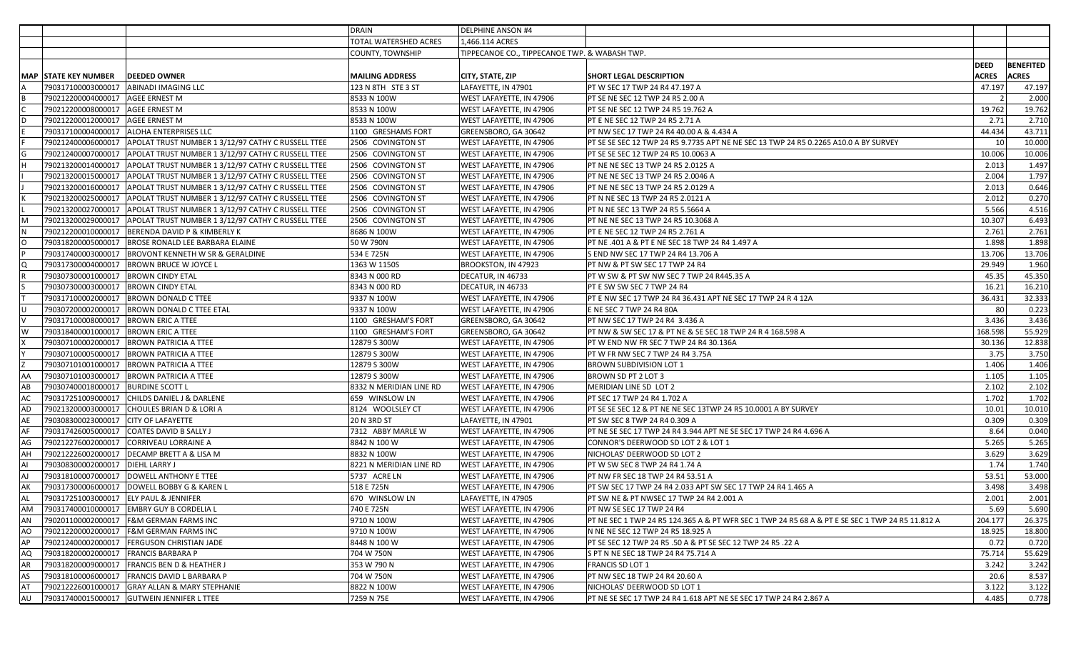| | | | DRAIN | DELPHINE ANSON #4 | | | |
|---|---|---|---|---|---|---|---|
| | | | TOTAL WATERSHED ACRES | 1,466.114 ACRES | | | |
| | | | COUNTY, TOWNSHIP | TIPPECANOE CO., TIPPECANOE TWP. & WABASH TWP. | | | |
| MAP | STATE KEY NUMBER | DEEDED OWNER | MAILING ADDRESS | CITY, STATE, ZIP | SHORT LEGAL DESCRIPTION | DEED ACRES | BENEFITED ACRES |
| A | 790317100003000017 | ABINADI IMAGING LLC | 123 N 8TH STE 3 ST | LAFAYETTE, IN 47901 | PT W SEC 17 TWP 24 R4 47.197 A | 47.197 | 47.197 |
| B | 790212200004000017 | AGEE ERNEST M | 8533 N 100W | WEST LAFAYETTE, IN 47906 | PT SE NE SEC 12 TWP 24 R5 2.00 A | 2 | 2.000 |
| C | 790212200008000017 | AGEE ERNEST M | 8533 N 100W | WEST LAFAYETTE, IN 47906 | PT SE NE SEC 12 TWP 24 R5 19.762 A | 19.762 | 19.762 |
| D | 790212200012000017 | AGEE ERNEST M | 8533 N 100W | WEST LAFAYETTE, IN 47906 | PT E NE SEC 12 TWP 24 R5 2.71 A | 2.71 | 2.710 |
| E | 790317100004000017 | ALOHA ENTERPRISES LLC | 1100 GRESHAMS FORT | GREENSBORO, GA 30642 | PT NW SEC 17 TWP 24 R4 40.00 A & 4.434 A | 44.434 | 43.711 |
| F | 790212400006000017 | APOLAT TRUST NUMBER 1 3/12/97 CATHY C RUSSELL TTEE | 2506 COVINGTON ST | WEST LAFAYETTE, IN 47906 | PT SE SE SEC 12 TWP 24 R5 9.7735 APT NE NE SEC 13 TWP 24 R5 0.2265 A10.0 A BY SURVEY | 10 | 10.000 |
| G | 790212400007000017 | APOLAT TRUST NUMBER 1 3/12/97 CATHY C RUSSELL TTEE | 2506 COVINGTON ST | WEST LAFAYETTE, IN 47906 | PT SE SE SEC 12 TWP 24 R5 10.0063 A | 10.006 | 10.006 |
| H | 790213200014000017 | APOLAT TRUST NUMBER 1 3/12/97 CATHY C RUSSELL TTEE | 2506 COVINGTON ST | WEST LAFAYETTE, IN 47906 | PT NE NE SEC 13 TWP 24 R5 2.0125 A | 2.013 | 1.497 |
| I | 790213200015000017 | APOLAT TRUST NUMBER 1 3/12/97 CATHY C RUSSELL TTEE | 2506 COVINGTON ST | WEST LAFAYETTE, IN 47906 | PT NE NE SEC 13 TWP 24 R5 2.0046 A | 2.004 | 1.797 |
| J | 790213200016000017 | APOLAT TRUST NUMBER 1 3/12/97 CATHY C RUSSELL TTEE | 2506 COVINGTON ST | WEST LAFAYETTE, IN 47906 | PT NE NE SEC 13 TWP 24 R5 2.0129 A | 2.013 | 0.646 |
| K | 790213200025000017 | APOLAT TRUST NUMBER 1 3/12/97 CATHY C RUSSELL TTEE | 2506 COVINGTON ST | WEST LAFAYETTE, IN 47906 | PT N NE SEC 13 TWP 24 R5 2.0121 A | 2.012 | 0.270 |
| L | 790213200027000017 | APOLAT TRUST NUMBER 1 3/12/97 CATHY C RUSSELL TTEE | 2506 COVINGTON ST | WEST LAFAYETTE, IN 47906 | PT N NE SEC 13 TWP 24 R5 5.5664 A | 5.566 | 4.516 |
| M | 790213200029000017 | APOLAT TRUST NUMBER 1 3/12/97 CATHY C RUSSELL TTEE | 2506 COVINGTON ST | WEST LAFAYETTE, IN 47906 | PT NE NE SEC 13 TWP 24 R5 10.3068 A | 10.307 | 6.493 |
| N | 790212200010000017 | BERENDA DAVID P & KIMBERLY K | 8686 N 100W | WEST LAFAYETTE, IN 47906 | PT E NE SEC 12 TWP 24 R5 2.761 A | 2.761 | 2.761 |
| O | 790318200005000017 | BROSE RONALD LEE BARBARA ELAINE | 50 W 790N | WEST LAFAYETTE, IN 47906 | PT NE .401 A & PT E NE SEC 18 TWP 24 R4 1.497 A | 1.898 | 1.898 |
| P | 790317400003000017 | BROVONT KENNETH W SR & GERALDINE | 534 E 725N | WEST LAFAYETTE, IN 47906 | S END NW SEC 17 TWP 24 R4 13.706 A | 13.706 | 13.706 |
| Q | 790317300004000017 | BROWN BRUCE W JOYCE L | 13360 W 1150S | BROOKSTON, IN 47923 | PT NW & PT SW SEC 17 TWP 24 R4 | 29.949 | 1.960 |
| R | 790307300001000017 | BROWN CINDY ETAL | 8343 N 000 RD | DECATUR, IN 46733 | PT W SW & PT SW NW SEC 7 TWP 24 R445.35 A | 45.35 | 45.350 |
| S | 790307300003000017 | BROWN CINDY ETAL | 8343 N 000 RD | DECATUR, IN 46733 | PT E SW SW SEC 7 TWP 24 R4 | 16.21 | 16.210 |
| T | 790317100002000017 | BROWN DONALD C TTEE | 9337 N 100W | WEST LAFAYETTE, IN 47906 | PT E NW SEC 17 TWP 24 R4 36.431 APT NE SEC 17 TWP 24 R 4 12A | 36.431 | 32.333 |
| U | 790307200002000017 | BROWN DONALD C TTEE ETAL | 9337 N 100W | WEST LAFAYETTE, IN 47906 | E NE SEC 7 TWP 24 R4 80A | 80 | 0.223 |
| V | 790317100008000017 | BROWN ERIC A TTEE | 1100 GRESHAM'S FORT | GREENSBORO, GA 30642 | PT NW SEC 17 TWP 24 R4 3.436 A | 3.436 | 3.436 |
| W | 790318400001000017 | BROWN ERIC A TTEE | 1100 GRESHAM'S FORT | GREENSBORO, GA 30642 | PT NW & SW SEC 17 & PT NE & SE SEC 18 TWP 24 R 4 168.598 A | 168.598 | 55.929 |
| X | 790307100002000017 | BROWN PATRICIA A TTEE | 12879 S 300W | WEST LAFAYETTE, IN 47906 | PT W END NW FR SEC 7 TWP 24 R4 30.136A | 30.136 | 12.838 |
| Y | 790307100005000017 | BROWN PATRICIA A TTEE | 12879 S 300W | WEST LAFAYETTE, IN 47906 | PT W FR NW SEC 7 TWP 24 R4 3.75A | 3.75 | 3.750 |
| Z | 790307101001000017 | BROWN PATRICIA A TTEE | 12879 S 300W | WEST LAFAYETTE, IN 47906 | BROWN SUBDIVISION LOT 1 | 1.406 | 1.406 |
| AA | 790307101003000017 | BROWN PATRICIA A TTEE | 12879 S 300W | WEST LAFAYETTE, IN 47906 | BROWN SD PT 2 LOT 3 | 1.105 | 1.105 |
| AB | 790307400018000017 | BURDINE SCOTT L | 8332 N MERIDIAN LINE RD | WEST LAFAYETTE, IN 47906 | MERIDIAN LINE SD LOT 2 | 2.102 | 2.102 |
| AC | 790317251009000017 | CHILDS DANIEL J & DARLENE | 659 WINSLOW LN | WEST LAFAYETTE, IN 47906 | PT SEC 17 TWP 24 R4 1.702 A | 1.702 | 1.702 |
| AD | 790213200003000017 | CHOULES BRIAN D & LORI A | 8124 WOOLSLEY CT | WEST LAFAYETTE, IN 47906 | PT SE SE SEC 12 & PT NE NE SEC 13TWP 24 R5 10.0001 A BY SURVEY | 10.01 | 10.010 |
| AE | 790308300023000017 | CITY OF LAFAYETTE | 20 N 3RD ST | LAFAYETTE, IN 47901 | PT SW SEC 8 TWP 24 R4 0.309 A | 0.309 | 0.309 |
| AF | 790317426005000017 | COATES DAVID B SALLY J | 7312 ABBY MARLE W | WEST LAFAYETTE, IN 47906 | PT NE SE SEC 17 TWP 24 R4 3.944 APT NE SE SEC 17 TWP 24 R4 4.696 A | 8.64 | 0.040 |
| AG | 790212276002000017 | CORRIVEAU LORRAINE A | 8842 N 100 W | WEST LAFAYETTE, IN 47906 | CONNOR'S DEERWOOD SD LOT 2 & LOT 1 | 5.265 | 5.265 |
| AH | 790212226002000017 | DECAMP BRETT A & LISA M | 8832 N 100W | WEST LAFAYETTE, IN 47906 | NICHOLAS' DEERWOOD SD LOT 2 | 3.629 | 3.629 |
| AI | 790308300020000017 | DIEHL LARRY J | 8221 N MERIDIAN LINE RD | WEST LAFAYETTE, IN 47906 | PT W SW SEC 8 TWP 24 R4 1.74 A | 1.74 | 1.740 |
| AJ | 790318100007000017 | DOWELL ANTHONY E TTEE | 5737 ACRE LN | WEST LAFAYETTE, IN 47906 | PT NW FR SEC 18 TWP 24 R4 53.51 A | 53.51 | 53.000 |
| AK | 790317300006000017 | DOWELL BOBBY G & KAREN L | 518 E 725N | WEST LAFAYETTE, IN 47906 | PT SW SEC 17 TWP 24 R4 2.033 APT SW SEC 17 TWP 24 R4 1.465 A | 3.498 | 3.498 |
| AL | 790317251003000017 | ELY PAUL & JENNIFER | 670 WINSLOW LN | LAFAYETTE, IN 47905 | PT SW NE & PT NWSEC 17 TWP 24 R4 2.001 A | 2.001 | 2.001 |
| AM | 790317400010000017 | EMBRY GUY B CORDELIA L | 740 E 725N | WEST LAFAYETTE, IN 47906 | PT NW SE SEC 17 TWP 24 R4 | 5.69 | 5.690 |
| AN | 790201100002000017 | F&M GERMAN FARMS INC | 9710 N 100W | WEST LAFAYETTE, IN 47906 | PT NE SEC 1 TWP 24 R5 124.365 A & PT WFR SEC 1 TWP 24 R5 68 A & PT E SE SEC 1 TWP 24 R5 11.812 A | 204.177 | 26.375 |
| AO | 790212200002000017 | F&M GERMAN FARMS INC | 9710 N 100W | WEST LAFAYETTE, IN 47906 | N NE NE SEC 12 TWP 24 R5 18.925 A | 18.925 | 18.800 |
| AP | 790212400002000017 | FERGUSON CHRISTIAN JADE | 8448 N 100 W | WEST LAFAYETTE, IN 47906 | PT SE SEC 12 TWP 24 R5 .50 A & PT SE SEC 12 TWP 24 R5 .22 A | 0.72 | 0.720 |
| AQ | 790318200002000017 | FRANCIS BARBARA P | 704 W 750N | WEST LAFAYETTE, IN 47906 | S PT N NE SEC 18 TWP 24 R4 75.714 A | 75.714 | 55.629 |
| AR | 790318200009000017 | FRANCIS BEN D & HEATHER J | 353 W 790 N | WEST LAFAYETTE, IN 47906 | FRANCIS SD LOT 1 | 3.242 | 3.242 |
| AS | 790318100006000017 | FRANCIS DAVID L BARBARA P | 704 W 750N | WEST LAFAYETTE, IN 47906 | PT NW SEC 18 TWP 24 R4 20.60 A | 20.6 | 8.537 |
| AT | 790212226001000017 | GRAY ALLAN & MARY STEPHANIE | 8822 N 100W | WEST LAFAYETTE, IN 47906 | NICHOLAS' DEERWOOD SD LOT 1 | 3.122 | 3.122 |
| AU | 790317400015000017 | GUTWEIN JENNIFER L TTEE | 7259 N 75E | WEST LAFAYETTE, IN 47906 | PT NE SE SEC 17 TWP 24 R4 1.618 APT NE SE SEC 17 TWP 24 R4 2.867 A | 4.485 | 0.778 |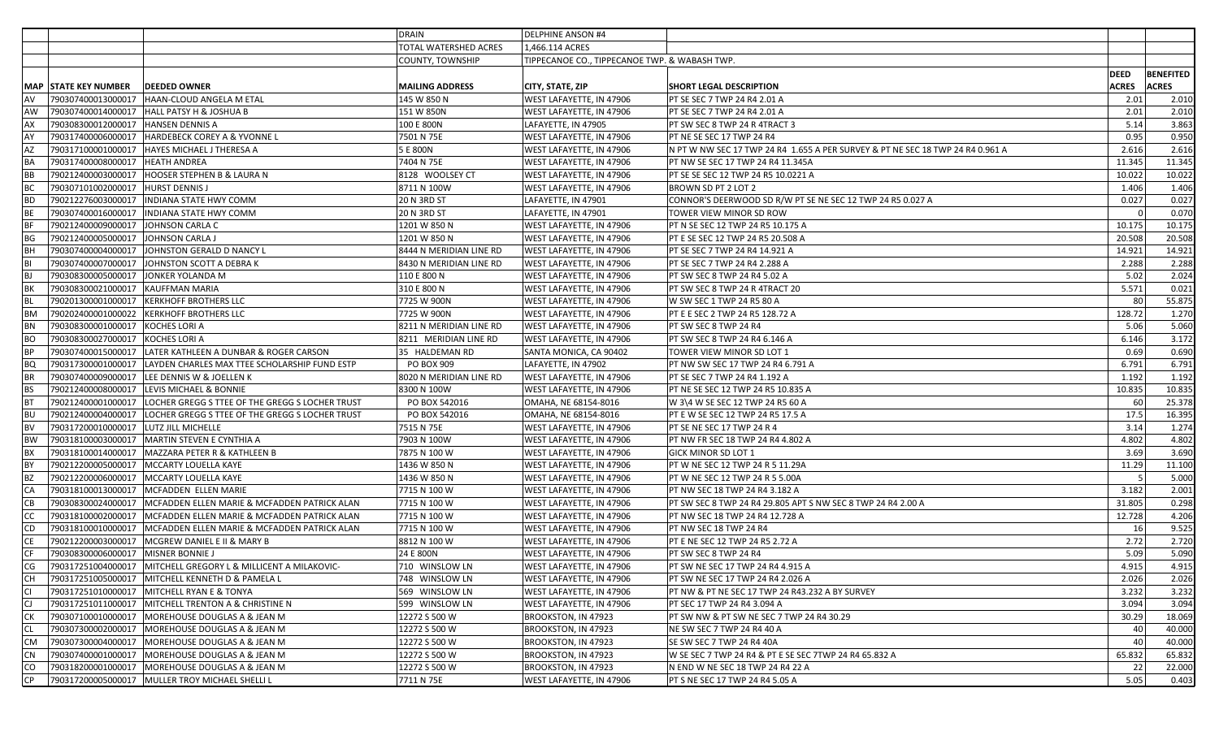| | | | DRAIN | DELPHINE ANSON #4 | | | |
|---|---|---|---|---|---|---|---|
| | | | TOTAL WATERSHED ACRES | 1,466.114 ACRES | | | |
| | | | COUNTY, TOWNSHIP | TIPPECANOE CO., TIPPECANOE TWP. & WABASH TWP. | | | |
| **MAP** | **STATE KEY NUMBER** | **DEEDED OWNER** | **MAILING ADDRESS** | **CITY, STATE, ZIP** | **SHORT LEGAL DESCRIPTION** | **DEED ACRES** | **BENEFITED ACRES** |
| AV | 790307400013000017 | HAAN-CLOUD ANGELA M ETAL | 145 W 850 N | WEST LAFAYETTE, IN 47906 | PT SE SEC 7 TWP 24 R4 2.01 A | 2.01 | 2.010 |
| AW | 790307400014000017 | HALL PATSY H & JOSHUA B | 151 W 850N | WEST LAFAYETTE, IN 47906 | PT SE SEC 7 TWP 24 R4 2.01 A | 2.01 | 2.010 |
| AX | 790308300012000017 | HANSEN DENNIS A | 100 E 800N | LAFAYETTE, IN 47905 | PT SW SEC 8 TWP 24 R 4TRACT 3 | 5.14 | 3.863 |
| AY | 790317400006000017 | HARDEBECK COREY A & YVONNE L | 7501 N 75E | WEST LAFAYETTE, IN 47906 | PT NE SE SEC 17 TWP 24 R4 | 0.95 | 0.950 |
| AZ | 790317100001000017 | HAYES MICHAEL J THERESA A | 5 E 800N | WEST LAFAYETTE, IN 47906 | N PT W NW SEC 17 TWP 24 R4 1.655 A PER SURVEY & PT NE SEC 18 TWP 24 R4 0.961 A | 2.616 | 2.616 |
| BA | 790317400008000017 | HEATH ANDREA | 7404 N 75E | WEST LAFAYETTE, IN 47906 | PT NW SE SEC 17 TWP 24 R4 11.345A | 11.345 | 11.345 |
| BB | 790212400003000017 | HOOSER STEPHEN B & LAURA N | 8128 WOOLSEY CT | WEST LAFAYETTE, IN 47906 | PT SE SE SEC 12 TWP 24 R5 10.0221 A | 10.022 | 10.022 |
| BC | 790307101002000017 | HURST DENNIS J | 8711 N 100W | WEST LAFAYETTE, IN 47906 | BROWN SD PT 2 LOT 2 | 1.406 | 1.406 |
| BD | 790212276003000017 | INDIANA STATE HWY COMM | 20 N 3RD ST | LAFAYETTE, IN 47901 | CONNOR'S DEERWOOD SD R/W PT SE NE SEC 12 TWP 24 R5 0.027 A | 0.027 | 0.027 |
| BE | 790307400016000017 | INDIANA STATE HWY COMM | 20 N 3RD ST | LAFAYETTE, IN 47901 | TOWER VIEW MINOR SD ROW | 0 | 0.070 |
| BF | 790212400009000017 | JOHNSON CARLA C | 1201 W 850 N | WEST LAFAYETTE, IN 47906 | PT N SE SEC 12 TWP 24 R5 10.175 A | 10.175 | 10.175 |
| BG | 790212400005000017 | JOHNSON CARLA J | 1201 W 850 N | WEST LAFAYETTE, IN 47906 | PT E SE SEC 12 TWP 24 R5 20.508 A | 20.508 | 20.508 |
| BH | 790307400004000017 | JOHNSTON GERALD D NANCY L | 8444 N MERIDIAN LINE RD | WEST LAFAYETTE, IN 47906 | PT SE SEC 7 TWP 24 R4 14.921 A | 14.921 | 14.921 |
| BI | 790307400007000017 | JOHNSTON SCOTT A DEBRA K | 8430 N MERIDIAN LINE RD | WEST LAFAYETTE, IN 47906 | PT SE SEC 7 TWP 24 R4 2.288 A | 2.288 | 2.288 |
| BJ | 790308300005000017 | JONKER YOLANDA M | 110 E 800 N | WEST LAFAYETTE, IN 47906 | PT SW SEC 8 TWP 24 R4 5.02 A | 5.02 | 2.024 |
| BK | 790308300021000017 | KAUFFMAN MARIA | 310 E 800 N | WEST LAFAYETTE, IN 47906 | PT SW SEC 8 TWP 24 R 4TRACT 20 | 5.571 | 0.021 |
| BL | 790201300001000017 | KERKHOFF BROTHERS LLC | 7725 W 900N | WEST LAFAYETTE, IN 47906 | W SW SEC 1 TWP 24 R5 80 A | 80 | 55.875 |
| BM | 790202400001000022 | KERKHOFF BROTHERS LLC | 7725 W 900N | WEST LAFAYETTE, IN 47906 | PT E E SEC 2 TWP 24 R5 128.72 A | 128.72 | 1.270 |
| BN | 790308300001000017 | KOCHES LORI A | 8211 N MERIDIAN LINE RD | WEST LAFAYETTE, IN 47906 | PT SW SEC 8 TWP 24 R4 | 5.06 | 5.060 |
| BO | 790308300027000017 | KOCHES LORI A | 8211 MERIDIAN LINE RD | WEST LAFAYETTE, IN 47906 | PT SW SEC 8 TWP 24 R4 6.146 A | 6.146 | 3.172 |
| BP | 790307400015000017 | LATER KATHLEEN A DUNBAR & ROGER CARSON | 35 HALDEMAN RD | SANTA MONICA, CA 90402 | TOWER VIEW MINOR SD LOT 1 | 0.69 | 0.690 |
| BQ | 790317300001000017 | LAYDEN CHARLES MAX TTEE SCHOLARSHIP FUND ESTP | PO BOX 909 | LAFAYETTE, IN 47902 | PT NW SW SEC 17 TWP 24 R4 6.791 A | 6.791 | 6.791 |
| BR | 790307400009000017 | LEE DENNIS W & JOELLEN K | 8020 N MERIDIAN LINE RD | WEST LAFAYETTE, IN 47906 | PT SE SEC 7 TWP 24 R4 1.192 A | 1.192 | 1.192 |
| BS | 790212400008000017 | LEVIS MICHAEL & BONNIE | 8300 N 100W | WEST LAFAYETTE, IN 47906 | PT NE SE SEC 12 TWP 24 R5 10.835 A | 10.835 | 10.835 |
| BT | 790212400001000017 | LOCHER GREGG S TTEE OF THE GREGG S LOCHER TRUST | PO BOX 542016 | OMAHA, NE 68154-8016 | W 3\4 W SE SEC 12 TWP 24 R5 60 A | 60 | 25.378 |
| BU | 790212400004000017 | LOCHER GREGG S TTEE OF THE GREGG S LOCHER TRUST | PO BOX 542016 | OMAHA, NE 68154-8016 | PT E W SE SEC 12 TWP 24 R5 17.5 A | 17.5 | 16.395 |
| BV | 790317200001000017 | LUTZ JILL MICHELLE | 7515 N 75E | WEST LAFAYETTE, IN 47906 | PT SE NE SEC 17 TWP 24 R 4 | 3.14 | 1.274 |
| BW | 790318100003000017 | MARTIN STEVEN E CYNTHIA A | 7903 N 100W | WEST LAFAYETTE, IN 47906 | PT NW FR SEC 18 TWP 24 R4 4.802 A | 4.802 | 4.802 |
| BX | 790318100014000017 | MAZZARA PETER R & KATHLEEN B | 7875 N 100 W | WEST LAFAYETTE, IN 47906 | GICK MINOR SD LOT 1 | 3.69 | 3.690 |
| BY | 790212200005000017 | MCCARTY LOUELLA KAYE | 1436 W 850 N | WEST LAFAYETTE, IN 47906 | PT W NE SEC 12 TWP 24 R 5 11.29A | 11.29 | 11.100 |
| BZ | 790212200006000017 | MCCARTY LOUELLA KAYE | 1436 W 850 N | WEST LAFAYETTE, IN 47906 | PT W NE SEC 12 TWP 24 R 5 5.00A | 5 | 5.000 |
| CA | 790318100013000017 | MCFADDEN ELLEN MARIE | 7715 N 100 W | WEST LAFAYETTE, IN 47906 | PT NW SEC 18 TWP 24 R4 3.182 A | 3.182 | 2.001 |
| CB | 790308300024000017 | MCFADDEN ELLEN MARIE & MCFADDEN PATRICK ALAN | 7715 N 100 W | WEST LAFAYETTE, IN 47906 | PT SW SEC 8 TWP 24 R4 29.805 APT S NW SEC 8 TWP 24 R4 2.00 A | 31.805 | 0.298 |
| CC | 790318100002000017 | MCFADDEN ELLEN MARIE & MCFADDEN PATRICK ALAN | 7715 N 100 W | WEST LAFAYETTE, IN 47906 | PT NW SEC 18 TWP 24 R4 12.728 A | 12.728 | 4.206 |
| CD | 790318100010000017 | MCFADDEN ELLEN MARIE & MCFADDEN PATRICK ALAN | 7715 N 100 W | WEST LAFAYETTE, IN 47906 | PT NW SEC 18 TWP 24 R4 | 16 | 9.525 |
| CE | 790212200003000017 | MCGREW DANIEL E II & MARY B | 8812 N 100 W | WEST LAFAYETTE, IN 47906 | PT E NE SEC 12 TWP 24 R5 2.72 A | 2.72 | 2.720 |
| CF | 790308300006000017 | MISNER BONNIE J | 24 E 800N | WEST LAFAYETTE, IN 47906 | PT SW SEC 8 TWP 24 R4 | 5.09 | 5.090 |
| CG | 790317251004000017 | MITCHELL GREGORY L & MILLICENT A MILAKOVIC- | 710 WINSLOW LN | WEST LAFAYETTE, IN 47906 | PT SW NE SEC 17 TWP 24 R4 4.915 A | 4.915 | 4.915 |
| CH | 790317251005000017 | MITCHELL KENNETH D & PAMELA L | 748 WINSLOW LN | WEST LAFAYETTE, IN 47906 | PT SW NE SEC 17 TWP 24 R4 2.026 A | 2.026 | 2.026 |
| CI | 790317251010000017 | MITCHELL RYAN E & TONYA | 569 WINSLOW LN | WEST LAFAYETTE, IN 47906 | PT NW & PT NE SEC 17 TWP 24 R43.232 A BY SURVEY | 3.232 | 3.232 |
| CJ | 790317251011000017 | MITCHELL TRENTON A & CHRISTINE N | 599 WINSLOW LN | WEST LAFAYETTE, IN 47906 | PT SEC 17 TWP 24 R4 3.094 A | 3.094 | 3.094 |
| CK | 790307100010000017 | MOREHOUSE DOUGLAS A & JEAN M | 12272 S 500 W | BROOKSTON, IN 47923 | PT SW NW & PT SW NE SEC 7 TWP 24 R4 30.29 | 30.29 | 18.069 |
| CL | 790307300002000017 | MOREHOUSE DOUGLAS A & JEAN M | 12272 S 500 W | BROOKSTON, IN 47923 | NE SW SEC 7 TWP 24 R4 40 A | 40 | 40.000 |
| CM | 790307300004000017 | MOREHOUSE DOUGLAS A & JEAN M | 12272 S 500 W | BROOKSTON, IN 47923 | SE SW SEC 7 TWP 24 R4 40A | 40 | 40.000 |
| CN | 790307400001000017 | MOREHOUSE DOUGLAS A & JEAN M | 12272 S 500 W | BROOKSTON, IN 47923 | W SE SEC 7 TWP 24 R4 & PT E SE SEC 7TWP 24 R4 65.832 A | 65.832 | 65.832 |
| CO | 790318200001000017 | MOREHOUSE DOUGLAS A & JEAN M | 12272 S 500 W | BROOKSTON, IN 47923 | N END W NE SEC 18 TWP 24 R4 22 A | 22 | 22.000 |
| CP | 790317200005000017 | MULLER TROY MICHAEL SHELLI L | 7711 N 75E | WEST LAFAYETTE, IN 47906 | PT S NE SEC 17 TWP 24 R4 5.05 A | 5.05 | 0.403 |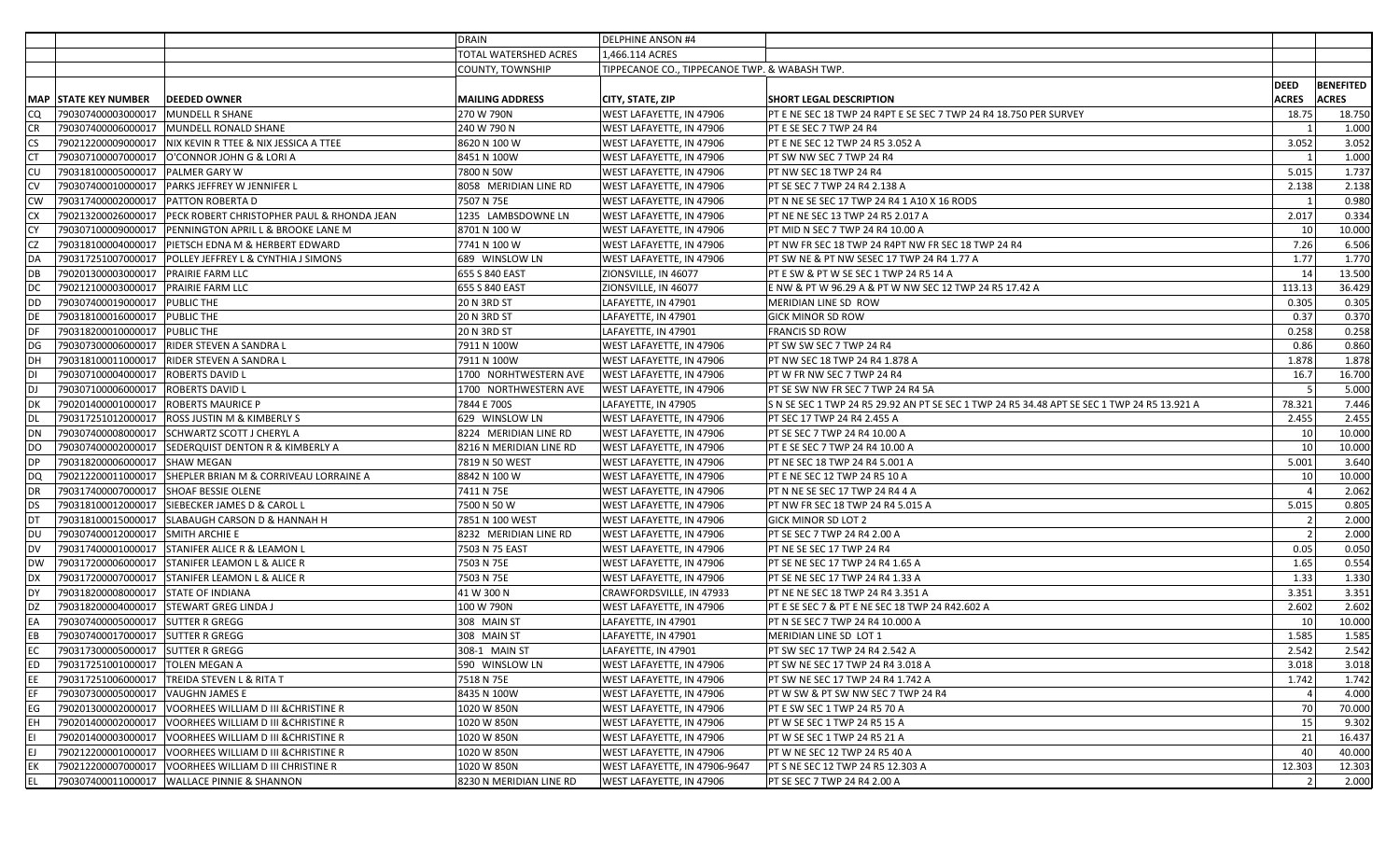| | | | DRAIN | DELPHINE ANSON #4 | | | |
|---|---|---|---|---|---|---|---|
| | | | TOTAL WATERSHED ACRES | 1,466.114 ACRES | | | |
| | | | COUNTY, TOWNSHIP | TIPPECANOE CO., TIPPECANOE TWP. & WABASH TWP. | | | |
| | | | | | | DEED | BENEFITED |
| MAP | STATE KEY NUMBER | DEEDED OWNER | MAILING ADDRESS | CITY, STATE, ZIP | SHORT LEGAL DESCRIPTION | ACRES | ACRES |
| CQ | 790307400003000017 | MUNDELL R SHANE | 270 W 790N | WEST LAFAYETTE, IN 47906 | PT E NE SEC 18 TWP 24 R4PT E SE SEC 7 TWP 24 R4 18.750 PER SURVEY | 18.75 | 18.750 |
| CR | 790307400006000017 | MUNDELL RONALD SHANE | 240 W 790 N | WEST LAFAYETTE, IN 47906 | PT E SE SEC 7 TWP 24 R4 | 1 | 1.000 |
| CS | 790212200009000017 | NIX KEVIN R TTEE & NIX JESSICA A TTEE | 8620 N 100 W | WEST LAFAYETTE, IN 47906 | PT E NE SEC 12 TWP 24 R5 3.052 A | 3.052 | 3.052 |
| CT | 790307100007000017 | O'CONNOR JOHN G & LORI A | 8451 N 100W | WEST LAFAYETTE, IN 47906 | PT SW NW SEC 7 TWP 24 R4 | 1 | 1.000 |
| CU | 790318100005000017 | PALMER GARY W | 7800 N 50W | WEST LAFAYETTE, IN 47906 | PT NW SEC 18 TWP 24 R4 | 5.015 | 1.737 |
| CV | 790307400010000017 | PARKS JEFFREY W JENNIFER L | 8058 MERIDIAN LINE RD | WEST LAFAYETTE, IN 47906 | PT SE SEC 7 TWP 24 R4 2.138 A | 2.138 | 2.138 |
| CW | 790317400002000017 | PATTON ROBERTA D | 7507 N 75E | WEST LAFAYETTE, IN 47906 | PT N NE SE SEC 17 TWP 24 R4 1 A10 X 16 RODS | 1 | 0.980 |
| CX | 790213200026000017 | PECK ROBERT CHRISTOPHER PAUL & RHONDA JEAN | 1235 LAMBSDOWNE LN | WEST LAFAYETTE, IN 47906 | PT NE NE SEC 13 TWP 24 R5 2.017 A | 2.017 | 0.334 |
| CY | 790307100009000017 | PENNINGTON APRIL L & BROOKE LANE M | 8701 N 100 W | WEST LAFAYETTE, IN 47906 | PT MID N SEC 7 TWP 24 R4 10.00 A | 10 | 10.000 |
| CZ | 790318100004000017 | PIETSCH EDNA M & HERBERT EDWARD | 7741 N 100 W | WEST LAFAYETTE, IN 47906 | PT NW FR SEC 18 TWP 24 R4PT NW FR SEC 18 TWP 24 R4 | 7.26 | 6.506 |
| DA | 790317251007000017 | POLLEY JEFFREY L & CYNTHIA J SIMONS | 689 WINSLOW LN | WEST LAFAYETTE, IN 47906 | PT SW NE & PT NW SESEC 17 TWP 24 R4 1.77 A | 1.77 | 1.770 |
| DB | 790201300003000017 | PRAIRIE FARM LLC | 655 S 840 EAST | ZIONSVILLE, IN 46077 | PT E SW & PT W SE SEC 1 TWP 24 R5 14 A | 14 | 13.500 |
| DC | 790212100003000017 | PRAIRIE FARM LLC | 655 S 840 EAST | ZIONSVILLE, IN 46077 | E NW & PT W 96.29 A & PT W NW SEC 12 TWP 24 R5 17.42 A | 113.13 | 36.429 |
| DD | 790307400019000017 | PUBLIC THE | 20 N 3RD ST | LAFAYETTE, IN 47901 | MERIDIAN LINE SD ROW | 0.305 | 0.305 |
| DE | 790318100016000017 | PUBLIC THE | 20 N 3RD ST | LAFAYETTE, IN 47901 | GICK MINOR SD ROW | 0.37 | 0.370 |
| DF | 790318200010000017 | PUBLIC THE | 20 N 3RD ST | LAFAYETTE, IN 47901 | FRANCIS SD ROW | 0.258 | 0.258 |
| DG | 790307300006000017 | RIDER STEVEN A SANDRA L | 7911 N 100W | WEST LAFAYETTE, IN 47906 | PT SW SW SEC 7 TWP 24 R4 | 0.86 | 0.860 |
| DH | 790318100011000017 | RIDER STEVEN A SANDRA L | 7911 N 100W | WEST LAFAYETTE, IN 47906 | PT NW SEC 18 TWP 24 R4 1.878 A | 1.878 | 1.878 |
| DI | 790307100004000017 | ROBERTS DAVID L | 1700 NORHTWESTERN AVE | WEST LAFAYETTE, IN 47906 | PT W FR NW SEC 7 TWP 24 R4 | 16.7 | 16.700 |
| DJ | 790307100006000017 | ROBERTS DAVID L | 1700 NORTHWESTERN AVE | WEST LAFAYETTE, IN 47906 | PT SE SW NW FR SEC 7 TWP 24 R4 5A | 5 | 5.000 |
| DK | 790201400001000017 | ROBERTS MAURICE P | 7844 E 700S | LAFAYETTE, IN 47905 | S N SE SEC 1 TWP 24 R5 29.92 AN PT SE SEC 1 TWP 24 R5 34.48 APT SE SEC 1 TWP 24 R5 13.921 A | 78.321 | 7.446 |
| DL | 790317251012000017 | ROSS JUSTIN M & KIMBERLY S | 629 WINSLOW LN | WEST LAFAYETTE, IN 47906 | PT SEC 17 TWP 24 R4 2.455 A | 2.455 | 2.455 |
| DN | 790307400008000017 | SCHWARTZ SCOTT J CHERYL A | 8224 MERIDIAN LINE RD | WEST LAFAYETTE, IN 47906 | PT SE SEC 7 TWP 24 R4 10.00 A | 10 | 10.000 |
| DO | 790307400002000017 | SEDERQUIST DENTON R & KIMBERLY A | 8216 N MERIDIAN LINE RD | WEST LAFAYETTE, IN 47906 | PT E SE SEC 7 TWP 24 R4 10.00 A | 10 | 10.000 |
| DP | 790318200006000017 | SHAW MEGAN | 7819 N 50 WEST | WEST LAFAYETTE, IN 47906 | PT NE SEC 18 TWP 24 R4 5.001 A | 5.001 | 3.640 |
| DQ | 790212200011000017 | SHEPLER BRIAN M & CORRIVEAU LORRAINE A | 8842 N 100 W | WEST LAFAYETTE, IN 47906 | PT E NE SEC 12 TWP 24 R5 10 A | 10 | 10.000 |
| DR | 790317400007000017 | SHOAF BESSIE OLENE | 7411 N 75E | WEST LAFAYETTE, IN 47906 | PT N NE SE SEC 17 TWP 24 R4 4 A | 4 | 2.062 |
| DS | 790318100012000017 | SIEBECKER JAMES D & CAROL L | 7500 N 50 W | WEST LAFAYETTE, IN 47906 | PT NW FR SEC 18 TWP 24 R4 5.015 A | 5.015 | 0.805 |
| DT | 790318100015000017 | SLABAUGH CARSON D & HANNAH H | 7851 N 100 WEST | WEST LAFAYETTE, IN 47906 | GICK MINOR SD LOT 2 | 2 | 2.000 |
| DU | 790307400012000017 | SMITH ARCHIE E | 8232 MERIDIAN LINE RD | WEST LAFAYETTE, IN 47906 | PT SE SEC 7 TWP 24 R4 2.00 A | 2 | 2.000 |
| DV | 790317400001000017 | STANIFER ALICE R & LEAMON L | 7503 N 75 EAST | WEST LAFAYETTE, IN 47906 | PT NE SE SEC 17 TWP 24 R4 | 0.05 | 0.050 |
| DW | 790317200006000017 | STANIFER LEAMON L & ALICE R | 7503 N 75E | WEST LAFAYETTE, IN 47906 | PT SE NE SEC 17 TWP 24 R4 1.65 A | 1.65 | 0.554 |
| DX | 790317200007000017 | STANIFER LEAMON L & ALICE R | 7503 N 75E | WEST LAFAYETTE, IN 47906 | PT SE NE SEC 17 TWP 24 R4 1.33 A | 1.33 | 1.330 |
| DY | 790318200008000017 | STATE OF INDIANA | 41 W 300 N | CRAWFORDSVILLE, IN 47933 | PT NE NE SEC 18 TWP 24 R4 3.351 A | 3.351 | 3.351 |
| DZ | 790318200004000017 | STEWART GREG LINDA J | 100 W 790N | WEST LAFAYETTE, IN 47906 | PT E SE SEC 7 & PT E NE SEC 18 TWP 24 R42.602 A | 2.602 | 2.602 |
| EA | 790307400005000017 | SUTTER R GREGG | 308 MAIN ST | LAFAYETTE, IN 47901 | PT N SE SEC 7 TWP 24 R4 10.000 A | 10 | 10.000 |
| EB | 790307400017000017 | SUTTER R GREGG | 308 MAIN ST | LAFAYETTE, IN 47901 | MERIDIAN LINE SD LOT 1 | 1.585 | 1.585 |
| EC | 790317300005000017 | SUTTER R GREGG | 308-1 MAIN ST | LAFAYETTE, IN 47901 | PT SW SEC 17 TWP 24 R4 2.542 A | 2.542 | 2.542 |
| ED | 790317251001000017 | TOLEN MEGAN A | 590 WINSLOW LN | WEST LAFAYETTE, IN 47906 | PT SW NE SEC 17 TWP 24 R4 3.018 A | 3.018 | 3.018 |
| EE | 790317251006000017 | TREIDA STEVEN L & RITA T | 7518 N 75E | WEST LAFAYETTE, IN 47906 | PT SW NE SEC 17 TWP 24 R4 1.742 A | 1.742 | 1.742 |
| EF | 790307300005000017 | VAUGHN JAMES E | 8435 N 100W | WEST LAFAYETTE, IN 47906 | PT W SW & PT SW NW SEC 7 TWP 24 R4 | 4 | 4.000 |
| EG | 790201300002000017 | VOORHEES WILLIAM D III &CHRISTINE R | 1020 W 850N | WEST LAFAYETTE, IN 47906 | PT E SW SEC 1 TWP 24 R5 70 A | 70 | 70.000 |
| EH | 790201400002000017 | VOORHEES WILLIAM D III &CHRISTINE R | 1020 W 850N | WEST LAFAYETTE, IN 47906 | PT W SE SEC 1 TWP 24 R5 15 A | 15 | 9.302 |
| EI | 790201400003000017 | VOORHEES WILLIAM D III &CHRISTINE R | 1020 W 850N | WEST LAFAYETTE, IN 47906 | PT W SE SEC 1 TWP 24 R5 21 A | 21 | 16.437 |
| EJ | 790212200001000017 | VOORHEES WILLIAM D III &CHRISTINE R | 1020 W 850N | WEST LAFAYETTE, IN 47906 | PT W NE SEC 12 TWP 24 R5 40 A | 40 | 40.000 |
| EK | 790212200007000017 | VOORHEES WILLIAM D III CHRISTINE R | 1020 W 850N | WEST LAFAYETTE, IN 47906-9647 | PT S NE SEC 12 TWP 24 R5 12.303 A | 12.303 | 12.303 |
| EL | 790307400011000017 | WALLACE PINNIE & SHANNON | 8230 N MERIDIAN LINE RD | WEST LAFAYETTE, IN 47906 | PT SE SEC 7 TWP 24 R4 2.00 A | 2 | 2.000 |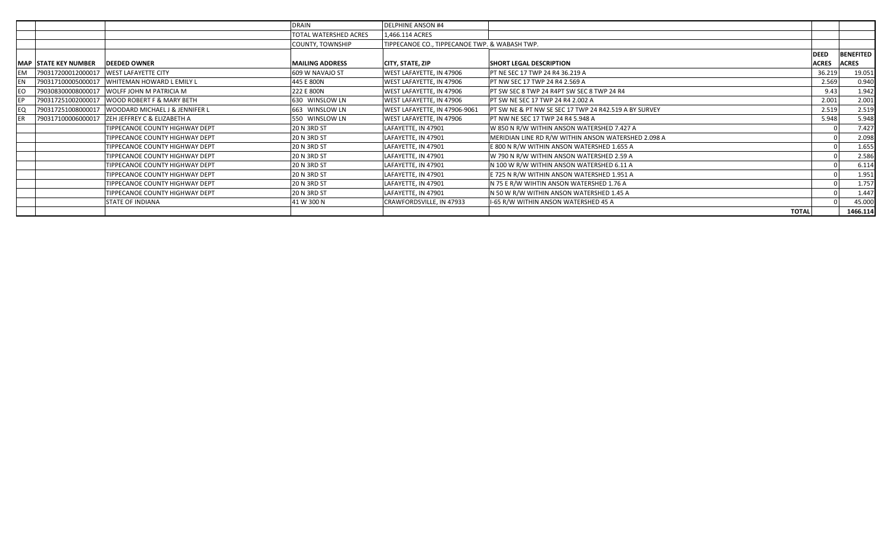| | | | | | | | |
|---|---|---|---|---|---|---|---|
| | | | DRAIN | DELPHINE ANSON #4 | | | |
| | | | TOTAL WATERSHED ACRES | 1,466.114 ACRES | | | |
| | | | COUNTY, TOWNSHIP | TIPPECANOE CO., TIPPECANOE TWP. & WABASH TWP. | | | |
| **MAP** | **STATE KEY NUMBER** | **DEEDED OWNER** | **MAILING ADDRESS** | **CITY, STATE, ZIP** | **SHORT LEGAL DESCRIPTION** | **DEED ACRES** | **BENEFITED ACRES** |
| EM | 790317200012000017 | WEST LAFAYETTE CITY | 609 W NAVAJO ST | WEST LAFAYETTE, IN 47906 | PT NE SEC 17 TWP 24 R4 36.219 A | 36.219 | 19.051 |
| EN | 790317100005000017 | WHITEMAN HOWARD L EMILY L | 445 E 800N | WEST LAFAYETTE, IN 47906 | PT NW SEC 17 TWP 24 R4 2.569 A | 2.569 | 0.940 |
| EO | 790308300008000017 | WOLFF JOHN M PATRICIA M | 222 E 800N | WEST LAFAYETTE, IN 47906 | PT SW SEC 8 TWP 24 R4PT SW SEC 8 TWP 24 R4 | 9.43 | 1.942 |
| EP | 790317251002000017 | WOOD ROBERT F & MARY BETH | 630 WINSLOW LN | WEST LAFAYETTE, IN 47906 | PT SW NE SEC 17 TWP 24 R4 2.002 A | 2.001 | 2.001 |
| EQ | 790317251008000017 | WOODARD MICHAEL J & JENNIFER L | 663 WINSLOW LN | WEST LAFAYETTE, IN 47906-9061 | PT SW NE & PT NW SE SEC 17 TWP 24 R42.519 A BY SURVEY | 2.519 | 2.519 |
| ER | 790317100006000017 | ZEH JEFFREY C & ELIZABETH A | 550 WINSLOW LN | WEST LAFAYETTE, IN 47906 | PT NW NE SEC 17 TWP 24 R4 5.948 A | 5.948 | 5.948 |
| | | TIPPECANOE COUNTY HIGHWAY DEPT | 20 N 3RD ST | LAFAYETTE, IN 47901 | W 850 N R/W WITHIN ANSON WATERSHED 7.427 A | 0 | 7.427 |
| | | TIPPECANOE COUNTY HIGHWAY DEPT | 20 N 3RD ST | LAFAYETTE, IN 47901 | MERIDIAN LINE RD R/W WITHIN ANSON WATERSHED 2.098 A | 0 | 2.098 |
| | | TIPPECANOE COUNTY HIGHWAY DEPT | 20 N 3RD ST | LAFAYETTE, IN 47901 | E 800 N R/W WITHIN ANSON WATERSHED 1.655 A | 0 | 1.655 |
| | | TIPPECANOE COUNTY HIGHWAY DEPT | 20 N 3RD ST | LAFAYETTE, IN 47901 | W 790 N R/W WITHIN ANSON WATERSHED 2.59 A | 0 | 2.586 |
| | | TIPPECANOE COUNTY HIGHWAY DEPT | 20 N 3RD ST | LAFAYETTE, IN 47901 | N 100 W R/W WITHIN ANSON WATERSHED 6.11 A | 0 | 6.114 |
| | | TIPPECANOE COUNTY HIGHWAY DEPT | 20 N 3RD ST | LAFAYETTE, IN 47901 | E 725 N R/W WITHIN ANSON WATERSHED 1.951 A | 0 | 1.951 |
| | | TIPPECANOE COUNTY HIGHWAY DEPT | 20 N 3RD ST | LAFAYETTE, IN 47901 | N 75 E R/W WIHTIN ANSON WATERSHED 1.76 A | 0 | 1.757 |
| | | TIPPECANOE COUNTY HIGHWAY DEPT | 20 N 3RD ST | LAFAYETTE, IN 47901 | N 50 W R/W WITHIN ANSON WATERSHED 1.45 A | 0 | 1.447 |
| | | STATE OF INDIANA | 41 W 300 N | CRAWFORDSVILLE, IN 47933 | I-65 R/W WITHIN ANSON WATERSHED 45 A | 0 | 45.000 |
| | | | | | **TOTAL** | | **1466.114** |